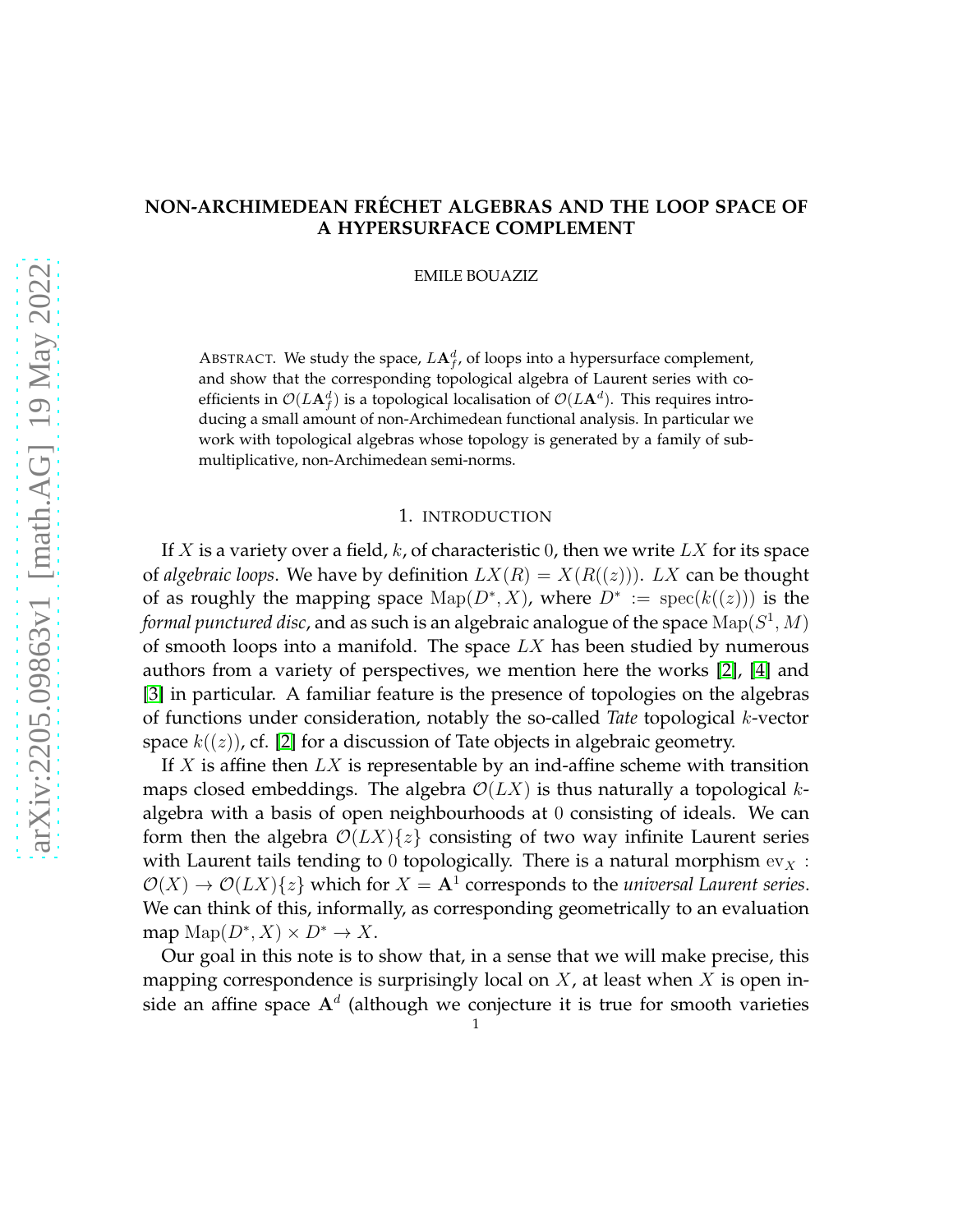# NON-ARCHIMEDEAN FRÉCHET ALGEBRAS AND THE LOOP SPACE OF A HYPERSURFACE COMPLEMENT

EMILE BOUAZIZ

ABSTRACT. We study the space, $L\mathbf{A}^d_f$, of loops into a hypersurface complement, and show that the corresponding topological algebra of Laurent series with coefficients in $\mathcal{O}(L\mathbf{A}^d_f)$ is a topological localisation of $\mathcal{O}(L\mathbf{A}^d)$. This requires introducing a small amount of non-Archimedean functional analysis. In particular we work with topological algebras whose topology is generated by a family of submultiplicative, non-Archimedean semi-norms.

## 1. INTRODUCTION

If $X$ is a variety over a field, $k$, of characteristic $0$, then we write $LX$ for its space of *algebraic loops*. We have by definition $LX(R) = X(R((z)))$. $LX$ can be thought of as roughly the mapping space $\mathrm{Map}(D^*, X)$, where $D^* := \mathrm{spec}(k((z)))$ is the *formal punctured disc*, and as such is an algebraic analogue of the space $\mathrm{Map}(S^1, M)$ of smooth loops into a manifold. The space $LX$ has been studied by numerous authors from a variety of perspectives, we mention here the works [2], [4] and [3] in particular. A familiar feature is the presence of topologies on the algebras of functions under consideration, notably the so-called *Tate* topological $k$-vector space $k((z))$, cf. [2] for a discussion of Tate objects in algebraic geometry.

If $X$ is affine then $LX$ is representable by an ind-affine scheme with transition maps closed embeddings. The algebra $\mathcal{O}(LX)$ is thus naturally a topological $k$-algebra with a basis of open neighbourhoods at $0$ consisting of ideals. We can form then the algebra $\mathcal{O}(LX)\{z\}$ consisting of two way infinite Laurent series with Laurent tails tending to $0$ topologically. There is a natural morphism $\mathrm{ev}_X : \mathcal{O}(X) \to \mathcal{O}(LX)\{z\}$ which for $X = \mathbf{A}^1$ corresponds to the *universal Laurent series*. We can think of this, informally, as corresponding geometrically to an evaluation map $\mathrm{Map}(D^*, X) \times D^* \to X$.

Our goal in this note is to show that, in a sense that we will make precise, this mapping correspondence is surprisingly local on $X$, at least when $X$ is open inside an affine space $\mathbf{A}^d$ (although we conjecture it is true for smooth varieties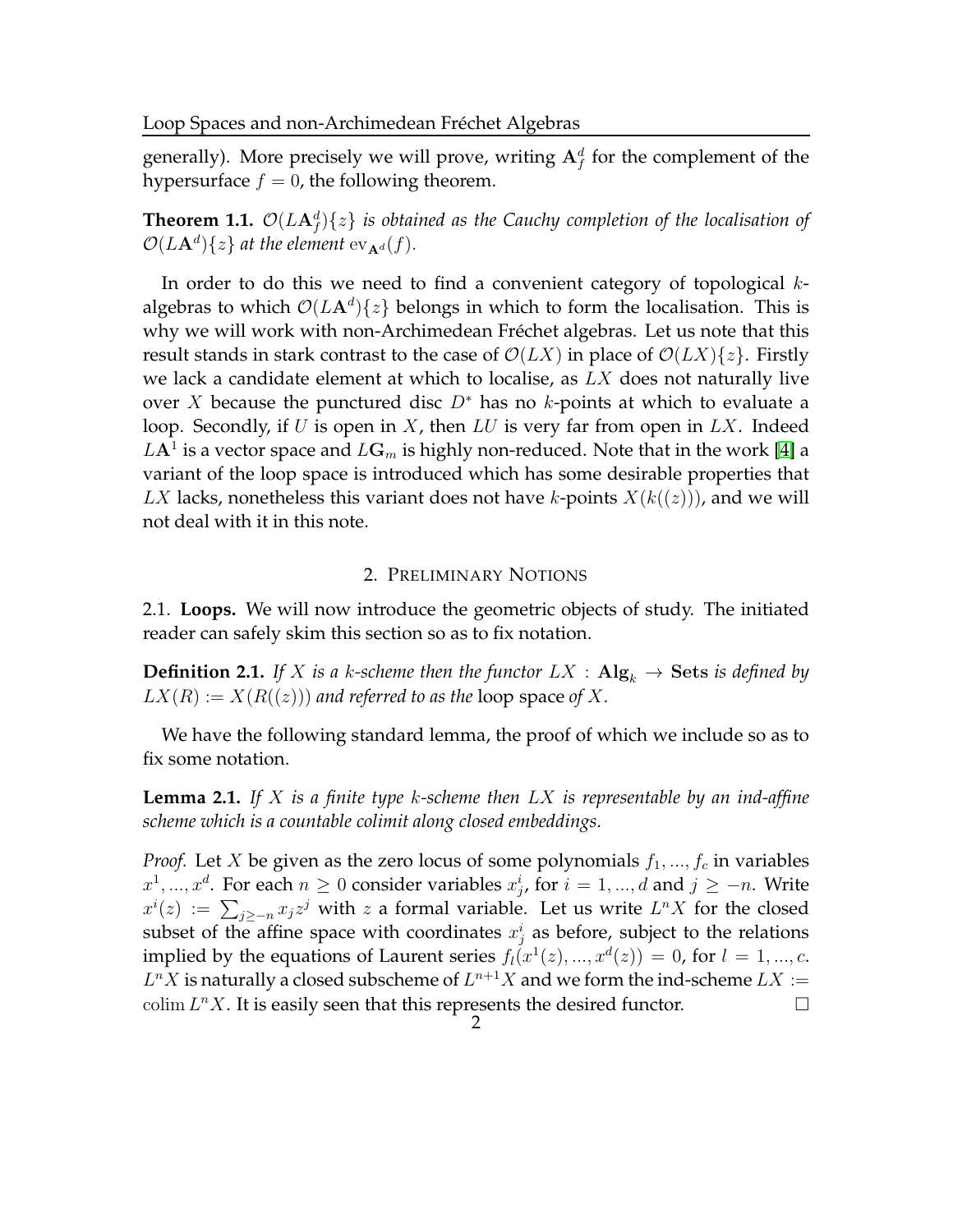generally). More precisely we will prove, writing $\mathbf{A}^d_f$ for the complement of the hypersurface $f = 0$, the following theorem.

**Theorem 1.1.** *$\mathcal{O}(L\mathbf{A}^d_f)\{z\}$ is obtained as the Cauchy completion of the localisation of $\mathcal{O}(L\mathbf{A}^d)\{z\}$ at the element $\mathrm{ev}_{\mathbf{A}^d}(f)$.*

In order to do this we need to find a convenient category of topological $k$-algebras to which $\mathcal{O}(L\mathbf{A}^d)\{z\}$ belongs in which to form the localisation. This is why we will work with non-Archimedean Fréchet algebras. Let us note that this result stands in stark contrast to the case of $\mathcal{O}(LX)$ in place of $\mathcal{O}(LX)\{z\}$. Firstly we lack a candidate element at which to localise, as $LX$ does not naturally live over $X$ because the punctured disc $D^*$ has no $k$-points at which to evaluate a loop. Secondly, if $U$ is open in $X$, then $LU$ is very far from open in $LX$. Indeed $L\mathbf{A}^1$ is a vector space and $L\mathbf{G}_m$ is highly non-reduced. Note that in the work [4] a variant of the loop space is introduced which has some desirable properties that $LX$ lacks, nonetheless this variant does not have $k$-points $X(k((z)))$, and we will not deal with it in this note.

## 2. Preliminary Notions

2.1. **Loops.** We will now introduce the geometric objects of study. The initiated reader can safely skim this section so as to fix notation.

**Definition 2.1.** *If $X$ is a $k$-scheme then the functor $LX : \mathbf{Alg}_k \to \mathbf{Sets}$ is defined by $LX(R) := X(R((z)))$ and referred to as the* loop space *of $X$.*

We have the following standard lemma, the proof of which we include so as to fix some notation.

**Lemma 2.1.** *If $X$ is a finite type $k$-scheme then $LX$ is representable by an ind-affine scheme which is a countable colimit along closed embeddings.*

*Proof.* Let $X$ be given as the zero locus of some polynomials $f_1, ..., f_c$ in variables $x^1, ..., x^d$. For each $n \geq 0$ consider variables $x^i_j$, for $i = 1, ..., d$ and $j \geq -n$. Write $x^i(z) := \sum_{j \geq -n} x_j z^j$ with $z$ a formal variable. Let us write $L^nX$ for the closed subset of the affine space with coordinates $x^i_j$ as before, subject to the relations implied by the equations of Laurent series $f_l(x^1(z), ..., x^d(z)) = 0$, for $l = 1, ..., c$. $L^nX$ is naturally a closed subscheme of $L^{n+1}X$ and we form the ind-scheme $LX := \mathrm{colim}\, L^nX$. It is easily seen that this represents the desired functor. $\square$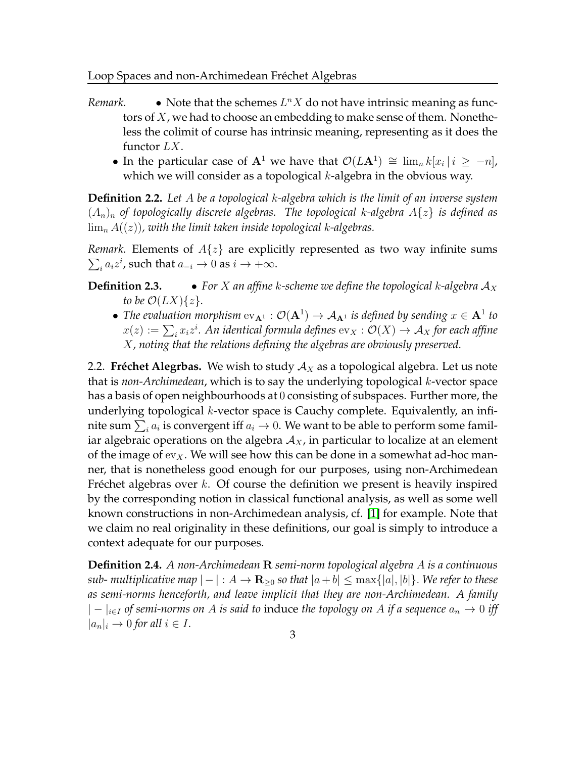*Remark.*

- Note that the schemes $L^n X$ do not have intrinsic meaning as functors of $X$, we had to choose an embedding to make sense of them. Nonetheless the colimit of course has intrinsic meaning, representing as it does the functor $LX$.
- In the particular case of $\mathbf{A}^1$ we have that $\mathcal{O}(L\mathbf{A}^1) \cong \lim_n k[x_i \,|\, i \geq -n]$, which we will consider as a topological $k$-algebra in the obvious way.

**Definition 2.2.** *Let $A$ be a topological $k$-algebra which is the limit of an inverse system $(A_n)_n$ of topologically discrete algebras. The topological $k$-algebra $A\{z\}$ is defined as $\lim_n A((z))$, with the limit taken inside topological $k$-algebras.*

*Remark.* Elements of $A\{z\}$ are explicitly represented as two way infinite sums $\sum_i a_i z^i$, such that $a_{-i} \to 0$ as $i \to +\infty$.

**Definition 2.3.**

- *For $X$ an affine $k$-scheme we define the topological $k$-algebra $\mathcal{A}_X$ to be $\mathcal{O}(LX)\{z\}$.*
- *The evaluation morphism $\mathrm{ev}_{\mathbf{A}^1} : \mathcal{O}(\mathbf{A}^1) \to \mathcal{A}_{\mathbf{A}^1}$ is defined by sending $x \in \mathbf{A}^1$ to $x(z) := \sum_i x_i z^i$. An identical formula defines $\mathrm{ev}_X : \mathcal{O}(X) \to \mathcal{A}_X$ for each affine $X$, noting that the relations defining the algebras are obviously preserved.*

2.2. **Fréchet Alegrbas.** We wish to study $\mathcal{A}_X$ as a topological algebra. Let us note that is *non-Archimedean*, which is to say the underlying topological $k$-vector space has a basis of open neighbourhoods at $0$ consisting of subspaces. Further more, the underlying topological $k$-vector space is Cauchy complete. Equivalently, an infinite sum $\sum_i a_i$ is convergent iff $a_i \to 0$. We want to be able to perform some familiar algebraic operations on the algebra $\mathcal{A}_X$, in particular to localize at an element of the image of $\mathrm{ev}_X$. We will see how this can be done in a somewhat ad-hoc manner, that is nonetheless good enough for our purposes, using non-Archimedean Fréchet algebras over $k$. Of course the definition we present is heavily inspired by the corresponding notion in classical functional analysis, as well as some well known constructions in non-Archimedean analysis, cf. [1] for example. Note that we claim no real originality in these definitions, our goal is simply to introduce a context adequate for our purposes.

**Definition 2.4.** *A non-Archimedean $\mathbf{R}$ semi-norm topological algebra $A$ is a continuous sub- multiplicative map $|-| : A \to \mathbf{R}_{\geq 0}$ so that $|a+b| \leq \max\{|a|, |b|\}$. We refer to these as semi-norms henceforth, and leave implicit that they are non-Archimedean. A family $|-|_{i \in I}$ of semi-norms on $A$ is said to* induce *the topology on $A$ if a sequence $a_n \to 0$ iff $|a_n|_i \to 0$ for all $i \in I$.*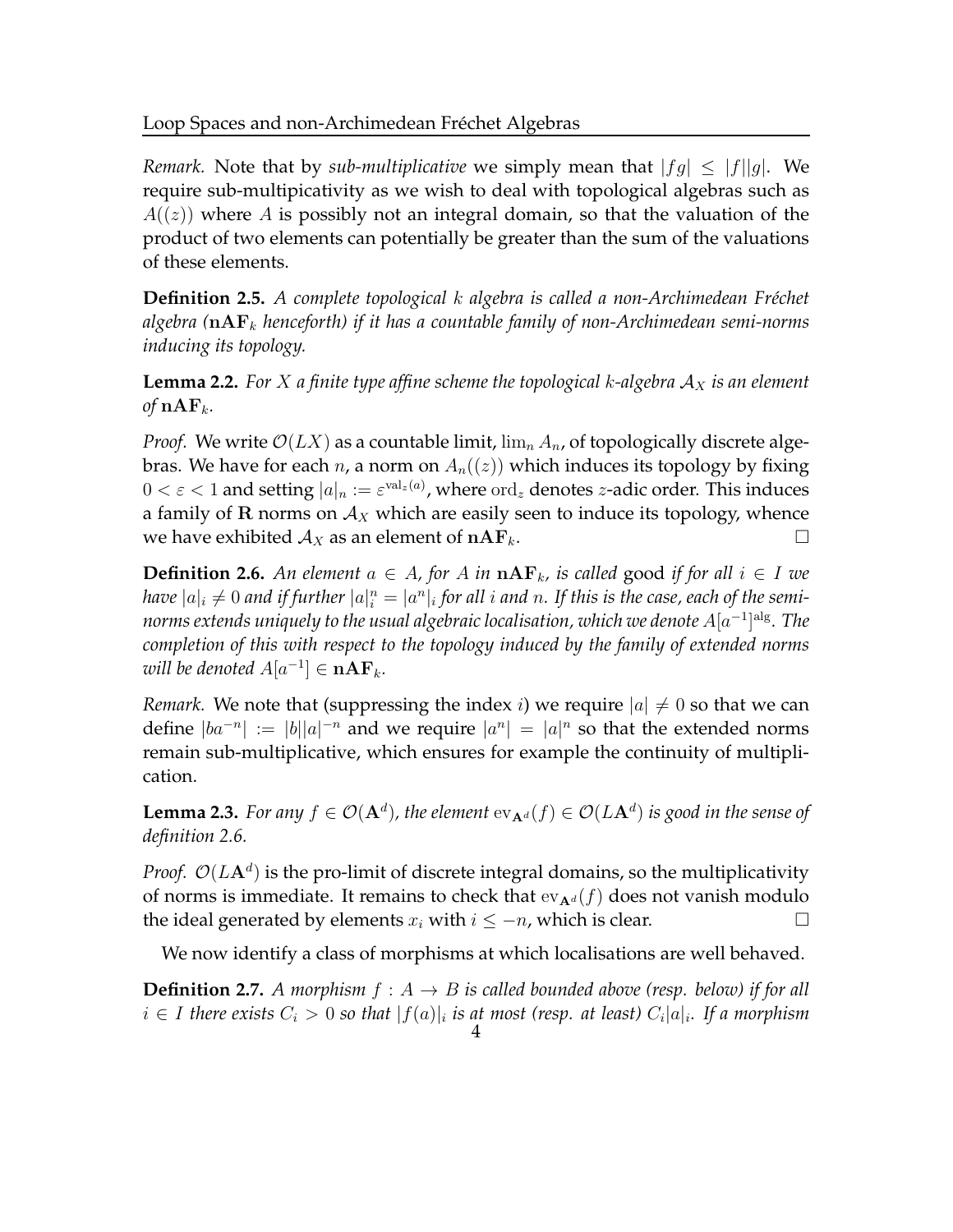*Remark.* Note that by *sub-multiplicative* we simply mean that $|fg| \leq |f||g|$. We require sub-multipicativity as we wish to deal with topological algebras such as $A((z))$ where $A$ is possibly not an integral domain, so that the valuation of the product of two elements can potentially be greater than the sum of the valuations of these elements.

**Definition 2.5.** *A complete topological $k$ algebra is called a non-Archimedean Fréchet algebra ($\mathbf{nAF}_k$ henceforth) if it has a countable family of non-Archimedean semi-norms inducing its topology.*

**Lemma 2.2.** *For $X$ a finite type affine scheme the topological $k$-algebra $\mathcal{A}_X$ is an element of $\mathbf{nAF}_k$.*

*Proof.* We write $\mathcal{O}(LX)$ as a countable limit, $\lim_n A_n$, of topologically discrete algebras. We have for each $n$, a norm on $A_n((z))$ which induces its topology by fixing $0 < \varepsilon < 1$ and setting $|a|_n := \varepsilon^{\mathrm{val}_z(a)}$, where $\mathrm{ord}_z$ denotes $z$-adic order. This induces a family of $\mathbf{R}$ norms on $\mathcal{A}_X$ which are easily seen to induce its topology, whence we have exhibited $\mathcal{A}_X$ as an element of $\mathbf{nAF}_k$. □

**Definition 2.6.** *An element $a \in A$, for $A$ in $\mathbf{nAF}_k$, is called* good *if for all $i \in I$ we have $|a|_i \neq 0$ and if further $|a|_i^n = |a^n|_i$ for all $i$ and $n$. If this is the case, each of the semi-norms extends uniquely to the usual algebraic localisation, which we denote $A[a^{-1}]^{\mathrm{alg}}$. The completion of this with respect to the topology induced by the family of extended norms will be denoted $A[a^{-1}] \in \mathbf{nAF}_k$.*

*Remark.* We note that (suppressing the index $i$) we require $|a| \neq 0$ so that we can define $|ba^{-n}| := |b||a|^{-n}$ and we require $|a^n| = |a|^n$ so that the extended norms remain sub-multiplicative, which ensures for example the continuity of multiplication.

**Lemma 2.3.** *For any $f \in \mathcal{O}(\mathbf{A}^d)$, the element $\mathrm{ev}_{\mathbf{A}^d}(f) \in \mathcal{O}(L\mathbf{A}^d)$ is good in the sense of definition 2.6.*

*Proof.* $\mathcal{O}(L\mathbf{A}^d)$ is the pro-limit of discrete integral domains, so the multiplicativity of norms is immediate. It remains to check that $\mathrm{ev}_{\mathbf{A}^d}(f)$ does not vanish modulo the ideal generated by elements $x_i$ with $i \leq -n$, which is clear. □

We now identify a class of morphisms at which localisations are well behaved.

**Definition 2.7.** *A morphism $f : A \to B$ is called bounded above (resp. below) if for all $i \in I$ there exists $C_i > 0$ so that $|f(a)|_i$ is at most (resp. at least) $C_i|a|_i$. If a morphism*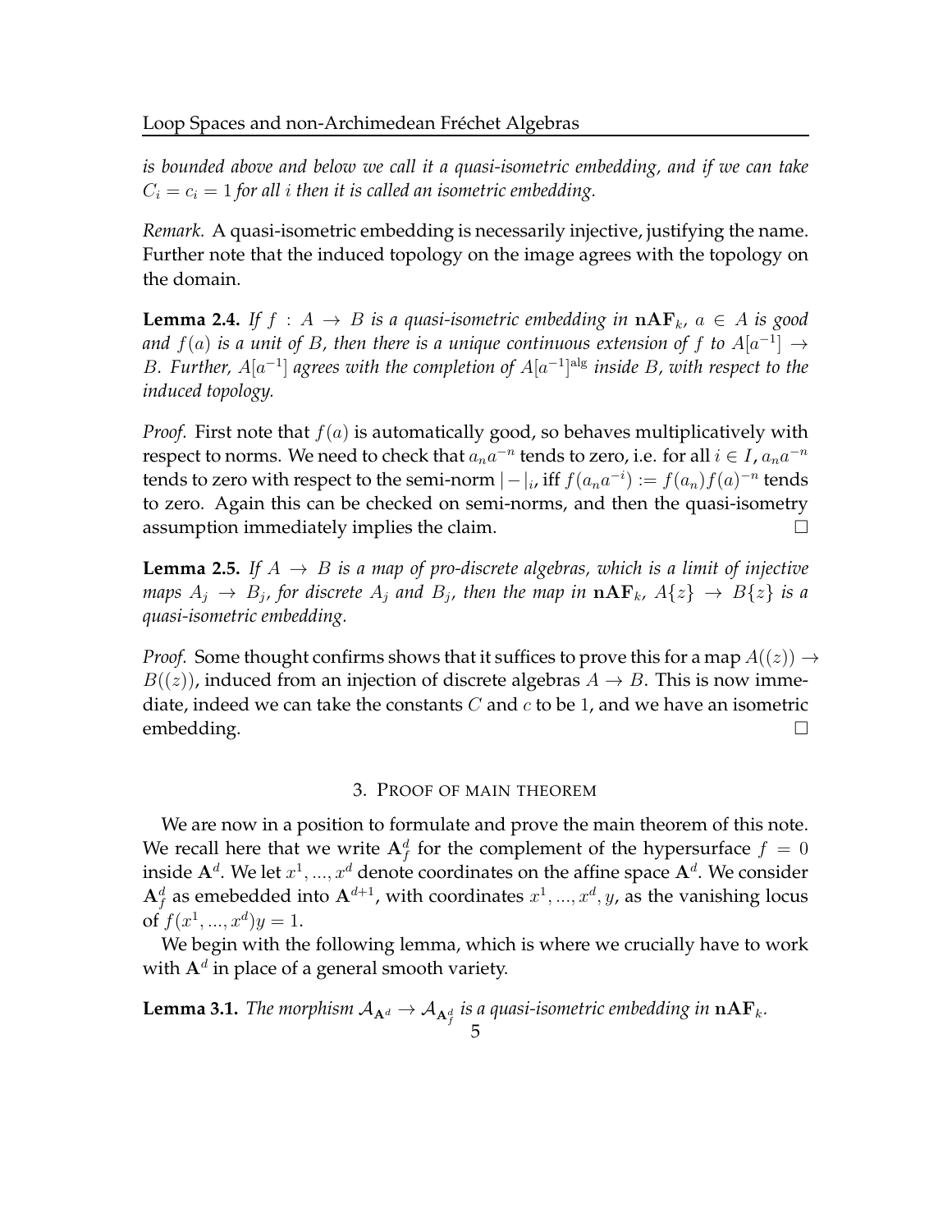*is bounded above and below we call it a quasi-isometric embedding, and if we can take $C_i = c_i = 1$ for all $i$ then it is called an isometric embedding.*

*Remark.* A quasi-isometric embedding is necessarily injective, justifying the name. Further note that the induced topology on the image agrees with the topology on the domain.

**Lemma 2.4.** *If $f : A \to B$ is a quasi-isometric embedding in $\mathbf{nAF}_k$, $a \in A$ is good and $f(a)$ is a unit of $B$, then there is a unique continuous extension of $f$ to $A[a^{-1}] \to B$. Further, $A[a^{-1}]$ agrees with the completion of $A[a^{-1}]^{\mathrm{alg}}$ inside $B$, with respect to the induced topology.*

*Proof.* First note that $f(a)$ is automatically good, so behaves multiplicatively with respect to norms. We need to check that $a_n a^{-n}$ tends to zero, i.e. for all $i \in I$, $a_n a^{-n}$ tends to zero with respect to the semi-norm $|-|_i$, iff $f(a_n a^{-i}) := f(a_n) f(a)^{-n}$ tends to zero. Again this can be checked on semi-norms, and then the quasi-isometry assumption immediately implies the claim. □

**Lemma 2.5.** *If $A \to B$ is a map of pro-discrete algebras, which is a limit of injective maps $A_j \to B_j$, for discrete $A_j$ and $B_j$, then the map in $\mathbf{nAF}_k$, $A\{z\} \to B\{z\}$ is a quasi-isometric embedding.*

*Proof.* Some thought confirms shows that it suffices to prove this for a map $A((z)) \to B((z))$, induced from an injection of discrete algebras $A \to B$. This is now immediate, indeed we can take the constants $C$ and $c$ to be $1$, and we have an isometric embedding. □

## 3. Proof of main theorem

We are now in a position to formulate and prove the main theorem of this note. We recall here that we write $\mathbf{A}^d_f$ for the complement of the hypersurface $f = 0$ inside $\mathbf{A}^d$. We let $x^1, ..., x^d$ denote coordinates on the affine space $\mathbf{A}^d$. We consider $\mathbf{A}^d_f$ as emebedded into $\mathbf{A}^{d+1}$, with coordinates $x^1, ..., x^d, y$, as the vanishing locus of $f(x^1, ..., x^d)y = 1$.

We begin with the following lemma, which is where we crucially have to work with $\mathbf{A}^d$ in place of a general smooth variety.

**Lemma 3.1.** *The morphism $\mathcal{A}_{\mathbf{A}^d} \to \mathcal{A}_{\mathbf{A}^d_f}$ is a quasi-isometric embedding in $\mathbf{nAF}_k$.*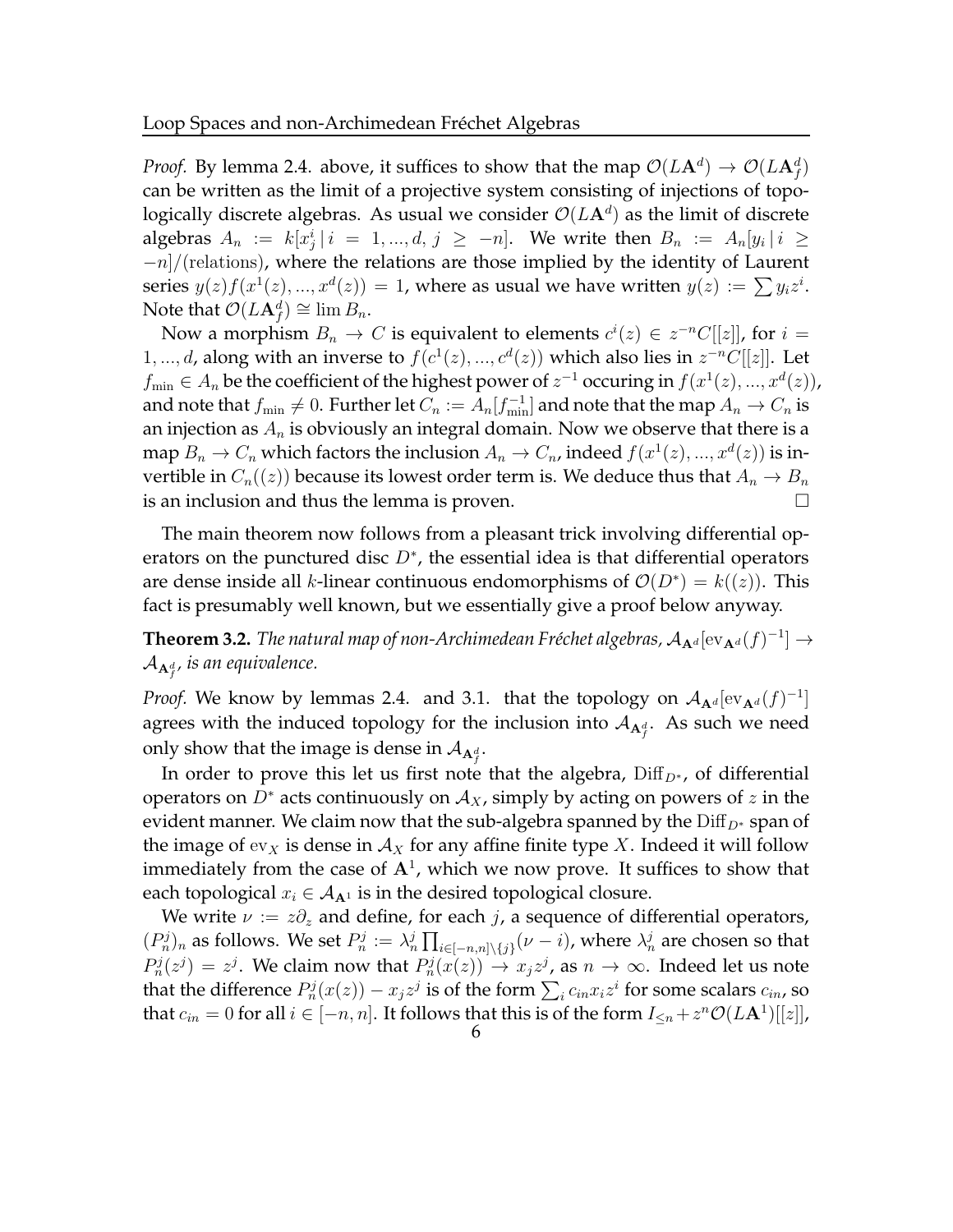*Proof.* By lemma 2.4. above, it suffices to show that the map $\mathcal{O}(L\mathbf{A}^d) \to \mathcal{O}(L\mathbf{A}^d_f)$ can be written as the limit of a projective system consisting of injections of topologically discrete algebras. As usual we consider $\mathcal{O}(L\mathbf{A}^d)$ as the limit of discrete algebras $A_n := k[x^i_j \,|\, i = 1, ..., d,\, j \geq -n]$. We write then $B_n := A_n[y_i \,|\, i \geq -n]/(\text{relations})$, where the relations are those implied by the identity of Laurent series $y(z)f(x^1(z), ..., x^d(z)) = 1$, where as usual we have written $y(z) := \sum y_i z^i$. Note that $\mathcal{O}(L\mathbf{A}^d_f) \cong \lim B_n$.

Now a morphism $B_n \to C$ is equivalent to elements $c^i(z) \in z^{-n}C[[z]]$, for $i = 1, ..., d$, along with an inverse to $f(c^1(z), ..., c^d(z))$ which also lies in $z^{-n}C[[z]]$. Let $f_{\min} \in A_n$ be the coefficient of the highest power of $z^{-1}$ occuring in $f(x^1(z), ..., x^d(z))$, and note that $f_{\min} \neq 0$. Further let $C_n := A_n[f_{\min}^{-1}]$ and note that the map $A_n \to C_n$ is an injection as $A_n$ is obviously an integral domain. Now we observe that there is a map $B_n \to C_n$ which factors the inclusion $A_n \to C_n$, indeed $f(x^1(z), ..., x^d(z))$ is invertible in $C_n((z))$ because its lowest order term is. We deduce thus that $A_n \to B_n$ is an inclusion and thus the lemma is proven. $\square$

The main theorem now follows from a pleasant trick involving differential operators on the punctured disc $D^*$, the essential idea is that differential operators are dense inside all $k$-linear continuous endomorphisms of $\mathcal{O}(D^*) = k((z))$. This fact is presumably well known, but we essentially give a proof below anyway.

**Theorem 3.2.** *The natural map of non-Archimedean Fréchet algebras, $\mathcal{A}_{\mathbf{A}^d}[\mathrm{ev}_{\mathbf{A}^d}(f)^{-1}] \to \mathcal{A}_{\mathbf{A}^d_f}$, is an equivalence.*

*Proof.* We know by lemmas 2.4. and 3.1. that the topology on $\mathcal{A}_{\mathbf{A}^d}[\mathrm{ev}_{\mathbf{A}^d}(f)^{-1}]$ agrees with the induced topology for the inclusion into $\mathcal{A}_{\mathbf{A}^d_f}$. As such we need only show that the image is dense in $\mathcal{A}_{\mathbf{A}^d_f}$.

In order to prove this let us first note that the algebra, $\mathrm{Diff}_{D^*}$, of differential operators on $D^*$ acts continuously on $\mathcal{A}_X$, simply by acting on powers of $z$ in the evident manner. We claim now that the sub-algebra spanned by the $\mathrm{Diff}_{D^*}$ span of the image of $\mathrm{ev}_X$ is dense in $\mathcal{A}_X$ for any affine finite type $X$. Indeed it will follow immediately from the case of $\mathbf{A}^1$, which we now prove. It suffices to show that each topological $x_i \in \mathcal{A}_{\mathbf{A}^1}$ is in the desired topological closure.

We write $\nu := z\partial_z$ and define, for each $j$, a sequence of differential operators, $(P^j_n)_n$ as follows. We set $P^j_n := \lambda^j_n \prod_{i \in [-n,n] \setminus \{j\}} (\nu - i)$, where $\lambda^j_n$ are chosen so that $P^j_n(z^j) = z^j$. We claim now that $P^j_n(x(z)) \to x_j z^j$, as $n \to \infty$. Indeed let us note that the difference $P^j_n(x(z)) - x_j z^j$ is of the form $\sum_i c_{in} x_i z^i$ for some scalars $c_{in}$, so that $c_{in} = 0$ for all $i \in [-n, n]$. It follows that this is of the form $I_{\leq n} + z^n \mathcal{O}(L\mathbf{A}^1)[[z]]$,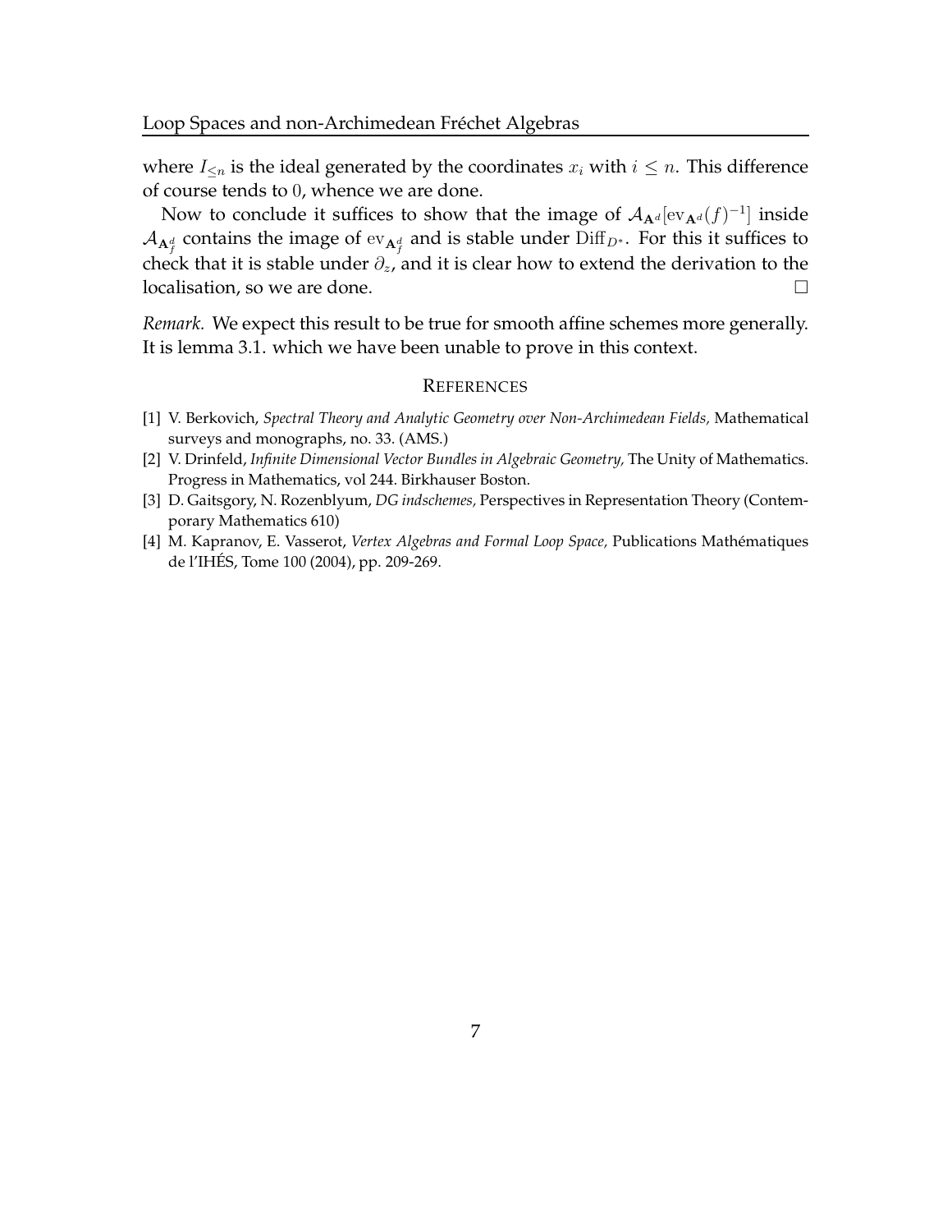where $I_{\leq n}$ is the ideal generated by the coordinates $x_i$ with $i \leq n$. This difference of course tends to $0$, whence we are done.

Now to conclude it suffices to show that the image of $\mathcal{A}_{\mathbf{A}^d}[\mathrm{ev}_{\mathbf{A}^d}(f)^{-1}]$ inside $\mathcal{A}_{\mathbf{A}^d_f}$ contains the image of $\mathrm{ev}_{\mathbf{A}^d_f}$ and is stable under $\mathrm{Diff}_{D^*}$. For this it suffices to check that it is stable under $\partial_z$, and it is clear how to extend the derivation to the localisation, so we are done. □

*Remark.* We expect this result to be true for smooth affine schemes more generally. It is lemma 3.1. which we have been unable to prove in this context.

## References

[1] V. Berkovich, *Spectral Theory and Analytic Geometry over Non-Archimedean Fields,* Mathematical surveys and monographs, no. 33. (AMS.)

[2] V. Drinfeld, *Infinite Dimensional Vector Bundles in Algebraic Geometry,* The Unity of Mathematics. Progress in Mathematics, vol 244. Birkhauser Boston.

[3] D. Gaitsgory, N. Rozenblyum, *DG indschemes,* Perspectives in Representation Theory (Contemporary Mathematics 610)

[4] M. Kapranov, E. Vasserot, *Vertex Algebras and Formal Loop Space,* Publications Mathématiques de l'IHÉS, Tome 100 (2004), pp. 209-269.